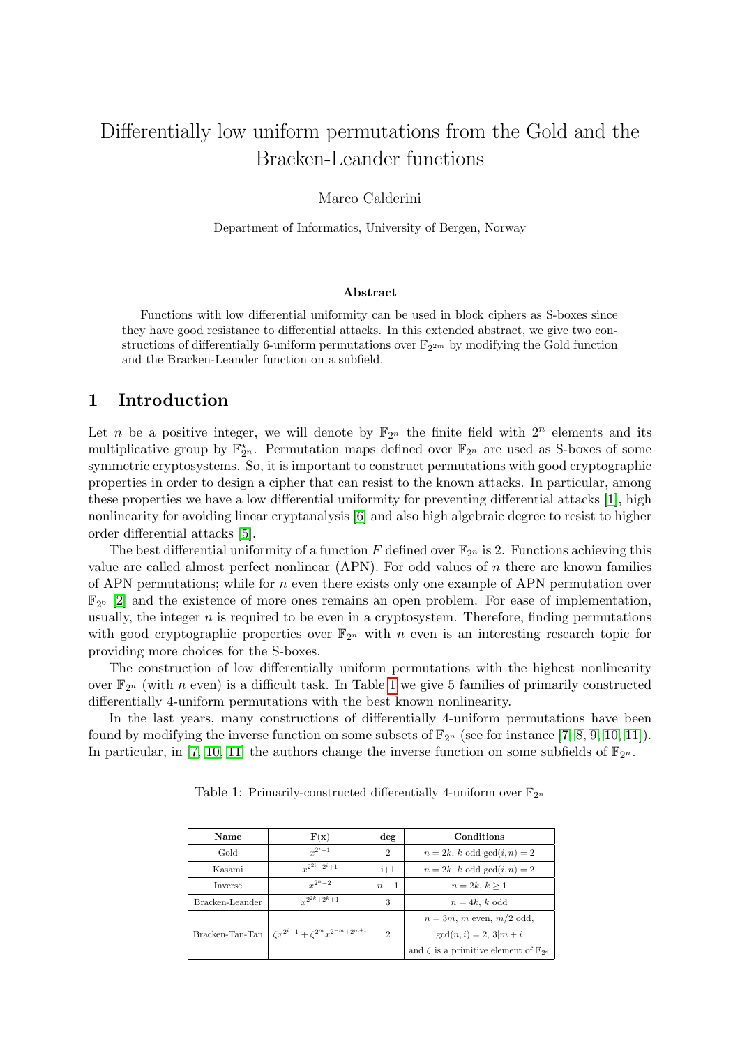# Differentially low uniform permutations from the Gold and the Bracken-Leander functions

Marco Calderini

Department of Informatics, University of Bergen, Norway

### Abstract

Functions with low differential uniformity can be used in block ciphers as S-boxes since they have good resistance to differential attacks. In this extended abstract, we give two constructions of differentially 6-uniform permutations over $\mathbb{F}_{2^{2m}}$ by modifying the Gold function and the Bracken-Leander function on a subfield.

## 1 Introduction

Let $n$ be a positive integer, we will denote by $\mathbb{F}_{2^n}$ the finite field with $2^n$ elements and its multiplicative group by $\mathbb{F}_{2^n}^\star$. Permutation maps defined over $\mathbb{F}_{2^n}$ are used as S-boxes of some symmetric cryptosystems. So, it is important to construct permutations with good cryptographic properties in order to design a cipher that can resist to the known attacks. In particular, among these properties we have a low differential uniformity for preventing differential attacks [1], high nonlinearity for avoiding linear cryptanalysis [6] and also high algebraic degree to resist to higher order differential attacks [5].

The best differential uniformity of a function $F$ defined over $\mathbb{F}_{2^n}$ is 2. Functions achieving this value are called almost perfect nonlinear (APN). For odd values of $n$ there are known families of APN permutations; while for $n$ even there exists only one example of APN permutation over $\mathbb{F}_{2^6}$ [2] and the existence of more ones remains an open problem. For ease of implementation, usually, the integer $n$ is required to be even in a cryptosystem. Therefore, finding permutations with good cryptographic properties over $\mathbb{F}_{2^n}$ with $n$ even is an interesting research topic for providing more choices for the S-boxes.

The construction of low differentially uniform permutations with the highest nonlinearity over $\mathbb{F}_{2^n}$ (with $n$ even) is a difficult task. In Table 1 we give 5 families of primarily constructed differentially 4-uniform permutations with the best known nonlinearity.

In the last years, many constructions of differentially 4-uniform permutations have been found by modifying the inverse function on some subsets of $\mathbb{F}_{2^n}$ (see for instance [7, 8, 9, 10, 11]). In particular, in [7, 10, 11] the authors change the inverse function on some subfields of $\mathbb{F}_{2^n}$.

Table 1: Primarily-constructed differentially 4-uniform over $\mathbb{F}_{2^n}$

| **Name** | $\mathbf{F(x)}$ | **deg** | **Conditions** |
|---|---|---|---|
| Gold | $x^{2^i+1}$ | 2 | $n = 2k$, $k$ odd $\gcd(i,n) = 2$ |
| Kasami | $x^{2^{2i}-2^i+1}$ | i+1 | $n = 2k$, $k$ odd $\gcd(i,n) = 2$ |
| Inverse | $x^{2^n-2}$ | $n-1$ | $n = 2k$, $k \geq 1$ |
| Bracken-Leander | $x^{2^{2k}+2^k+1}$ | 3 | $n = 4k$, $k$ odd |
| Bracken-Tan-Tan | $\zeta x^{2^i+1} + \zeta^{2^m} x^{2^{-m}+2^{m+i}}$ | 2 | $n = 3m$, $m$ even, $m/2$ odd, $\gcd(n,i) = 2$, $3 \mid m+i$ and $\zeta$ is a primitive element of $\mathbb{F}_{2^n}$ |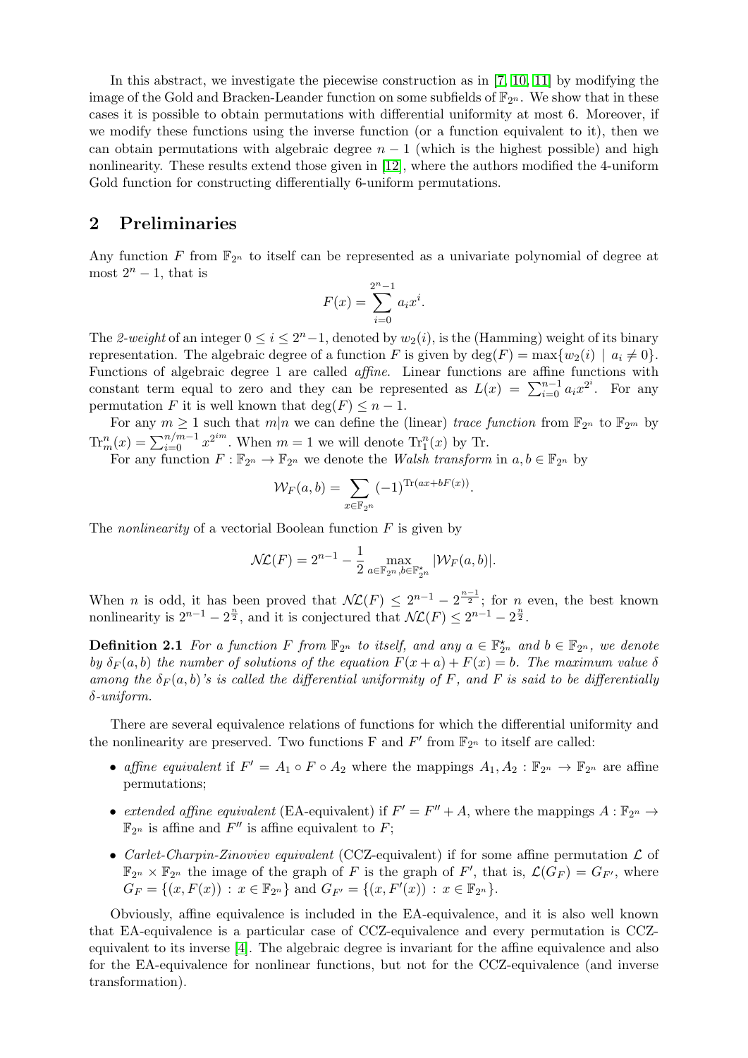In this abstract, we investigate the piecewise construction as in [7, 10, 11] by modifying the image of the Gold and Bracken-Leander function on some subfields of $\mathbb{F}_{2^n}$. We show that in these cases it is possible to obtain permutations with differential uniformity at most 6. Moreover, if we modify these functions using the inverse function (or a function equivalent to it), then we can obtain permutations with algebraic degree $n-1$ (which is the highest possible) and high nonlinearity. These results extend those given in [12], where the authors modified the 4-uniform Gold function for constructing differentially 6-uniform permutations.

## 2 Preliminaries

Any function $F$ from $\mathbb{F}_{2^n}$ to itself can be represented as a univariate polynomial of degree at most $2^n - 1$, that is

$$F(x) = \sum_{i=0}^{2^n-1} a_i x^i.$$

The *2-weight* of an integer $0 \leq i \leq 2^n - 1$, denoted by $w_2(i)$, is the (Hamming) weight of its binary representation. The algebraic degree of a function $F$ is given by $\deg(F) = \max\{w_2(i) \mid a_i \neq 0\}$. Functions of algebraic degree 1 are called *affine*. Linear functions are affine functions with constant term equal to zero and they can be represented as $L(x) = \sum_{i=0}^{n-1} a_i x^{2^i}$. For any permutation $F$ it is well known that $\deg(F) \leq n-1$.

For any $m \geq 1$ such that $m|n$ we can define the (linear) *trace function* from $\mathbb{F}_{2^n}$ to $\mathbb{F}_{2^m}$ by $\mathrm{Tr}_m^n(x) = \sum_{i=0}^{n/m-1} x^{2^{im}}$. When $m = 1$ we will denote $\mathrm{Tr}_1^n(x)$ by Tr.

For any function $F : \mathbb{F}_{2^n} \to \mathbb{F}_{2^n}$ we denote the *Walsh transform* in $a, b \in \mathbb{F}_{2^n}$ by

$$\mathcal{W}_F(a,b) = \sum_{x \in \mathbb{F}_{2^n}} (-1)^{\mathrm{Tr}(ax + bF(x))}.$$

The *nonlinearity* of a vectorial Boolean function $F$ is given by

$$\mathcal{NL}(F) = 2^{n-1} - \frac{1}{2} \max_{a \in \mathbb{F}_{2^n}, b \in \mathbb{F}_{2^n}^\star} |\mathcal{W}_F(a,b)|.$$

When $n$ is odd, it has been proved that $\mathcal{NL}(F) \leq 2^{n-1} - 2^{\frac{n-1}{2}}$; for $n$ even, the best known nonlinearity is $2^{n-1} - 2^{\frac{n}{2}}$, and it is conjectured that $\mathcal{NL}(F) \leq 2^{n-1} - 2^{\frac{n}{2}}$.

**Definition 2.1** *For a function $F$ from $\mathbb{F}_{2^n}$ to itself, and any $a \in \mathbb{F}_{2^n}^\star$ and $b \in \mathbb{F}_{2^n}$, we denote by $\delta_F(a,b)$ the number of solutions of the equation $F(x+a) + F(x) = b$. The maximum value $\delta$ among the $\delta_F(a,b)$'s is called the differential uniformity of $F$, and $F$ is said to be differentially $\delta$-uniform.*

There are several equivalence relations of functions for which the differential uniformity and the nonlinearity are preserved. Two functions F and $F'$ from $\mathbb{F}_{2^n}$ to itself are called:

- *affine equivalent* if $F' = A_1 \circ F \circ A_2$ where the mappings $A_1, A_2 : \mathbb{F}_{2^n} \to \mathbb{F}_{2^n}$ are affine permutations;
- *extended affine equivalent* (EA-equivalent) if $F' = F'' + A$, where the mappings $A : \mathbb{F}_{2^n} \to \mathbb{F}_{2^n}$ is affine and $F''$ is affine equivalent to $F$;
- *Carlet-Charpin-Zinoviev equivalent* (CCZ-equivalent) if for some affine permutation $\mathcal{L}$ of $\mathbb{F}_{2^n} \times \mathbb{F}_{2^n}$ the image of the graph of $F$ is the graph of $F'$, that is, $\mathcal{L}(G_F) = G_{F'}$, where $G_F = \{(x, F(x)) : x \in \mathbb{F}_{2^n}\}$ and $G_{F'} = \{(x, F'(x)) : x \in \mathbb{F}_{2^n}\}$.

Obviously, affine equivalence is included in the EA-equivalence, and it is also well known that EA-equivalence is a particular case of CCZ-equivalence and every permutation is CCZ-equivalent to its inverse [4]. The algebraic degree is invariant for the affine equivalence and also for the EA-equivalence for nonlinear functions, but not for the CCZ-equivalence (and inverse transformation).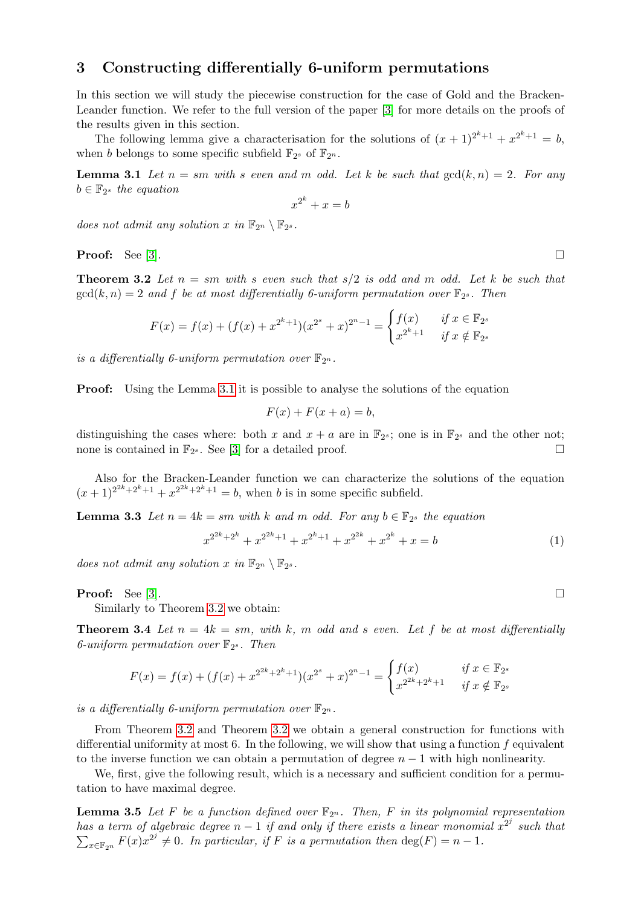## 3 Constructing differentially 6-uniform permutations

In this section we will study the piecewise construction for the case of Gold and the Bracken-Leander function. We refer to the full version of the paper [3] for more details on the proofs of the results given in this section.

The following lemma give a characterisation for the solutions of $(x+1)^{2^k+1} + x^{2^k+1} = b$, when $b$ belongs to some specific subfield $\mathbb{F}_{2^s}$ of $\mathbb{F}_{2^n}$.

**Lemma 3.1** *Let $n = sm$ with $s$ even and $m$ odd. Let $k$ be such that $\gcd(k, n) = 2$. For any $b \in \mathbb{F}_{2^s}$ the equation*

$$x^{2^k} + x = b$$

*does not admit any solution $x$ in $\mathbb{F}_{2^n} \setminus \mathbb{F}_{2^s}$.*

**Proof:** See [3]. □

**Theorem 3.2** *Let $n = sm$ with $s$ even such that $s/2$ is odd and $m$ odd. Let $k$ be such that $\gcd(k, n) = 2$ and $f$ be at most differentially 6-uniform permutation over $\mathbb{F}_{2^s}$. Then*

$$F(x) = f(x) + (f(x) + x^{2^k+1})(x^{2^s} + x)^{2^n-1} = \begin{cases} f(x) & \text{if } x \in \mathbb{F}_{2^s} \\ x^{2^k+1} & \text{if } x \notin \mathbb{F}_{2^s} \end{cases}$$

*is a differentially 6-uniform permutation over $\mathbb{F}_{2^n}$.*

**Proof:** Using the Lemma 3.1 it is possible to analyse the solutions of the equation

$$F(x) + F(x+a) = b,$$

distinguishing the cases where: both $x$ and $x+a$ are in $\mathbb{F}_{2^s}$; one is in $\mathbb{F}_{2^s}$ and the other not; none is contained in $\mathbb{F}_{2^s}$. See [3] for a detailed proof. □

Also for the Bracken-Leander function we can characterize the solutions of the equation $(x+1)^{2^{2k}+2^k+1} + x^{2^{2k}+2^k+1} = b$, when $b$ is in some specific subfield.

**Lemma 3.3** *Let $n = 4k = sm$ with $k$ and $m$ odd. For any $b \in \mathbb{F}_{2^s}$ the equation*

$$x^{2^{2k}+2^k} + x^{2^{2k}+1} + x^{2^k+1} + x^{2^{2k}} + x^{2^k} + x = b \tag{1}$$

*does not admit any solution $x$ in $\mathbb{F}_{2^n} \setminus \mathbb{F}_{2^s}$.*

**Proof:** See [3]. □

Similarly to Theorem 3.2 we obtain:

**Theorem 3.4** *Let $n = 4k = sm$, with $k$, $m$ odd and $s$ even. Let $f$ be at most differentially 6-uniform permutation over $\mathbb{F}_{2^s}$. Then*

$$F(x) = f(x) + (f(x) + x^{2^{2k}+2^k+1})(x^{2^s} + x)^{2^n-1} = \begin{cases} f(x) & \text{if } x \in \mathbb{F}_{2^s} \\ x^{2^{2k}+2^k+1} & \text{if } x \notin \mathbb{F}_{2^s} \end{cases}$$

*is a differentially 6-uniform permutation over $\mathbb{F}_{2^n}$.*

From Theorem 3.2 and Theorem 3.2 we obtain a general construction for functions with differential uniformity at most 6. In the following, we will show that using a function $f$ equivalent to the inverse function we can obtain a permutation of degree $n-1$ with high nonlinearity.

We, first, give the following result, which is a necessary and sufficient condition for a permutation to have maximal degree.

**Lemma 3.5** *Let $F$ be a function defined over $\mathbb{F}_{2^n}$. Then, $F$ in its polynomial representation has a term of algebraic degree $n-1$ if and only if there exists a linear monomial $x^{2^j}$ such that $\sum_{x \in \mathbb{F}_{2^n}} F(x) x^{2^j} \neq 0$. In particular, if $F$ is a permutation then $\deg(F) = n-1$.*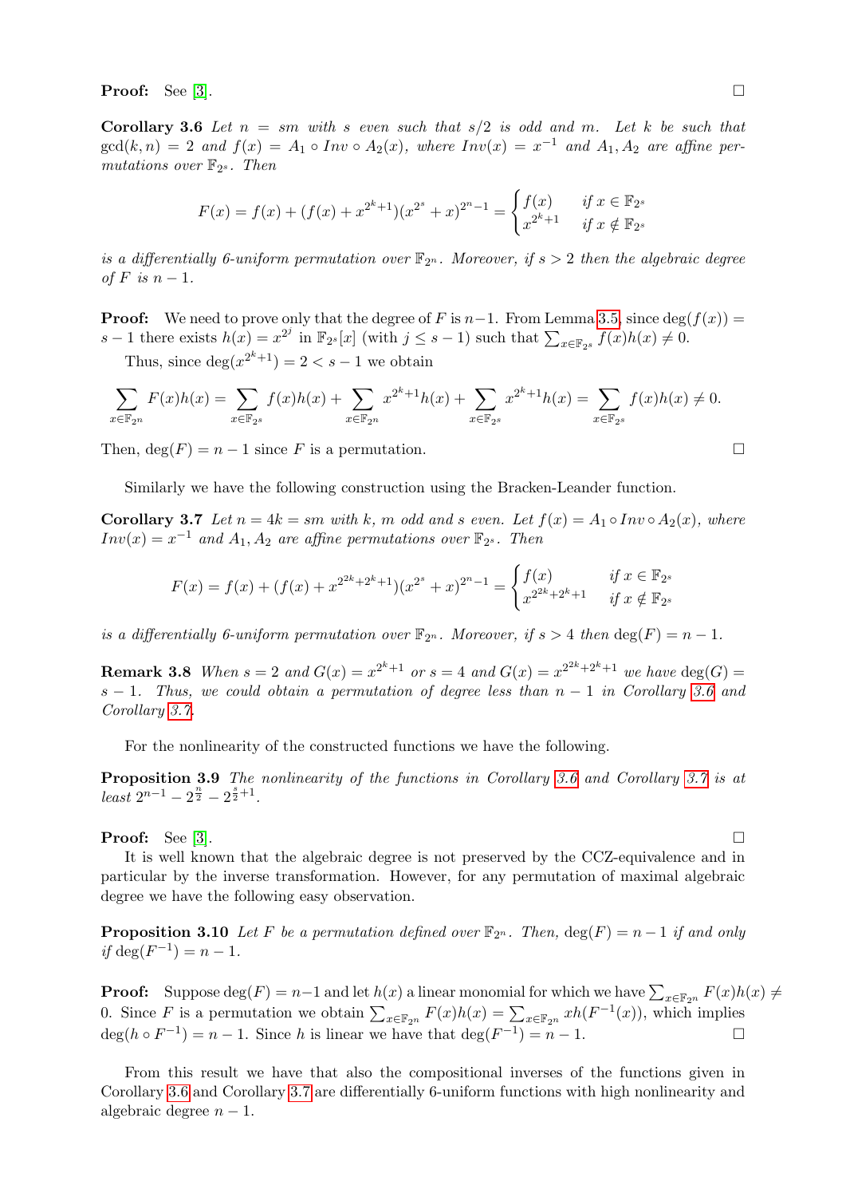**Proof:** See [3]. $\square$

**Corollary 3.6** *Let $n = sm$ with $s$ even such that $s/2$ is odd and $m$. Let $k$ be such that $\gcd(k, n) = 2$ and $f(x) = A_1 \circ Inv \circ A_2(x)$, where $Inv(x) = x^{-1}$ and $A_1, A_2$ are affine permutations over $\mathbb{F}_{2^s}$. Then*

$$F(x) = f(x) + (f(x) + x^{2^k+1})(x^{2^s} + x)^{2^n-1} = \begin{cases} f(x) & \text{if } x \in \mathbb{F}_{2^s} \\ x^{2^k+1} & \text{if } x \notin \mathbb{F}_{2^s} \end{cases}$$

*is a differentially 6-uniform permutation over $\mathbb{F}_{2^n}$. Moreover, if $s > 2$ then the algebraic degree of $F$ is $n - 1$.*

**Proof:** We need to prove only that the degree of $F$ is $n-1$. From Lemma 3.5, since $\deg(f(x)) = s - 1$ there exists $h(x) = x^{2^j}$ in $\mathbb{F}_{2^s}[x]$ (with $j \leq s - 1$) such that $\sum_{x \in \mathbb{F}_{2^s}} f(x)h(x) \neq 0$.

Thus, since $\deg(x^{2^k+1}) = 2 < s - 1$ we obtain

$$\sum_{x \in \mathbb{F}_{2^n}} F(x)h(x) = \sum_{x \in \mathbb{F}_{2^s}} f(x)h(x) + \sum_{x \in \mathbb{F}_{2^n}} x^{2^k+1}h(x) + \sum_{x \in \mathbb{F}_{2^s}} x^{2^k+1}h(x) = \sum_{x \in \mathbb{F}_{2^s}} f(x)h(x) \neq 0.$$

Then, $\deg(F) = n - 1$ since $F$ is a permutation. $\square$

Similarly we have the following construction using the Bracken-Leander function.

**Corollary 3.7** *Let $n = 4k = sm$ with $k$, $m$ odd and $s$ even. Let $f(x) = A_1 \circ Inv \circ A_2(x)$, where $Inv(x) = x^{-1}$ and $A_1, A_2$ are affine permutations over $\mathbb{F}_{2^s}$. Then*

$$F(x) = f(x) + (f(x) + x^{2^{2k}+2^k+1})(x^{2^s} + x)^{2^n-1} = \begin{cases} f(x) & \text{if } x \in \mathbb{F}_{2^s} \\ x^{2^{2k}+2^k+1} & \text{if } x \notin \mathbb{F}_{2^s} \end{cases}$$

*is a differentially 6-uniform permutation over $\mathbb{F}_{2^n}$. Moreover, if $s > 4$ then $\deg(F) = n - 1$.*

**Remark 3.8** *When $s = 2$ and $G(x) = x^{2^k+1}$ or $s = 4$ and $G(x) = x^{2^{2k}+2^k+1}$ we have $\deg(G) = s - 1$. Thus, we could obtain a permutation of degree less than $n - 1$ in Corollary 3.6 and Corollary 3.7.*

For the nonlinearity of the constructed functions we have the following.

**Proposition 3.9** *The nonlinearity of the functions in Corollary 3.6 and Corollary 3.7 is at least $2^{n-1} - 2^{\frac{n}{2}} - 2^{\frac{s}{2}+1}$.*

**Proof:** See [3]. $\square$

It is well known that the algebraic degree is not preserved by the CCZ-equivalence and in particular by the inverse transformation. However, for any permutation of maximal algebraic degree we have the following easy observation.

**Proposition 3.10** *Let $F$ be a permutation defined over $\mathbb{F}_{2^n}$. Then, $\deg(F) = n - 1$ if and only if $\deg(F^{-1}) = n - 1$.*

**Proof:** Suppose $\deg(F) = n-1$ and let $h(x)$ a linear monomial for which we have $\sum_{x \in \mathbb{F}_{2^n}} F(x)h(x) \neq 0$. Since $F$ is a permutation we obtain $\sum_{x \in \mathbb{F}_{2^n}} F(x)h(x) = \sum_{x \in \mathbb{F}_{2^n}} xh(F^{-1}(x))$, which implies $\deg(h \circ F^{-1}) = n - 1$. Since $h$ is linear we have that $\deg(F^{-1}) = n - 1$. $\square$

From this result we have that also the compositional inverses of the functions given in Corollary 3.6 and Corollary 3.7 are differentially 6-uniform functions with high nonlinearity and algebraic degree $n - 1$.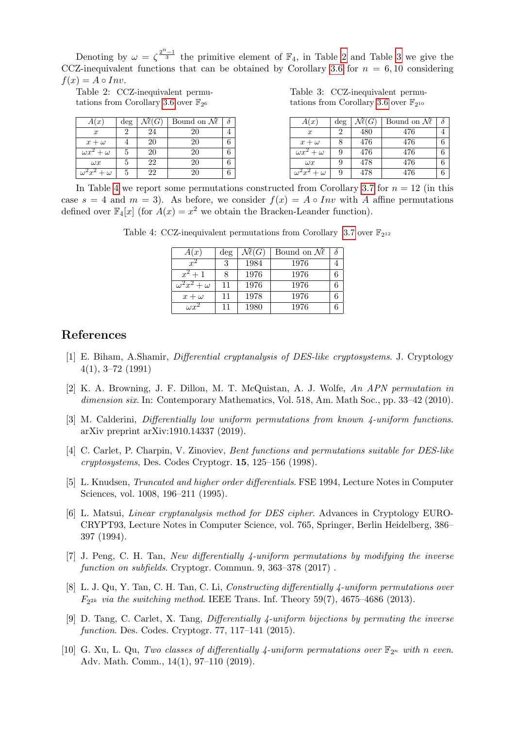Denoting by $\omega = \zeta^{\frac{2^n-1}{3}}$ the primitive element of $\mathbb{F}_4$, in Table 2 and Table 3 we give the CCZ-inequivalent functions that can be obtained by Corollary 3.6 for $n = 6, 10$ considering $f(x) = A \circ Inv$.

Table 2: CCZ-inequivalent permutations from Corollary 3.6 over $\mathbb{F}_{2^6}$

| $A(x)$ | deg | $\mathcal{N}\ell(G)$ | Bound on $\mathcal{N}\ell$ | $\delta$ |
|---|---|---|---|---|
| $x$ | 2 | 24 | 20 | 4 |
| $x+\omega$ | 4 | 20 | 20 | 6 |
| $\omega x^2+\omega$ | 5 | 20 | 20 | 6 |
| $\omega x$ | 5 | 22 | 20 | 6 |
| $\omega^2 x^2+\omega$ | 5 | 22 | 20 | 6 |

Table 3: CCZ-inequivalent permutations from Corollary 3.6 over $\mathbb{F}_{2^{10}}$

| $A(x)$ | deg | $\mathcal{N}\ell(G)$ | Bound on $\mathcal{N}\ell$ | $\delta$ |
|---|---|---|---|---|
| $x$ | 2 | 480 | 476 | 4 |
| $x+\omega$ | 8 | 476 | 476 | 6 |
| $\omega x^2+\omega$ | 9 | 476 | 476 | 6 |
| $\omega x$ | 9 | 478 | 476 | 6 |
| $\omega^2 x^2+\omega$ | 9 | 478 | 476 | 6 |

In Table 4 we report some permutations constructed from Corollary 3.7 for $n = 12$ (in this case $s = 4$ and $m = 3$). As before, we consider $f(x) = A \circ Inv$ with $A$ affine permutations defined over $\mathbb{F}_4[x]$ (for $A(x) = x^2$ we obtain the Bracken-Leander function).

Table 4: CCZ-inequivalent permutations from Corollary 3.7 over $\mathbb{F}_{2^{12}}$

| $A(x)$ | deg | $\mathcal{N}\ell(G)$ | Bound on $\mathcal{N}\ell$ | $\delta$ |
|---|---|---|---|---|
| $x^2$ | 3 | 1984 | 1976 | 4 |
| $x^2+1$ | 8 | 1976 | 1976 | 6 |
| $\omega^2 x^2+\omega$ | 11 | 1976 | 1976 | 6 |
| $x+\omega$ | 11 | 1978 | 1976 | 6 |
| $\omega x^2$ | 11 | 1980 | 1976 | 6 |

# References

[1] E. Biham, A.Shamir, *Differential cryptanalysis of DES-like cryptosystems*. J. Cryptology 4(1), 3–72 (1991)

[2] K. A. Browning, J. F. Dillon, M. T. McQuistan, A. J. Wolfe, *An APN permutation in dimension six*. In: Contemporary Mathematics, Vol. 518, Am. Math Soc., pp. 33–42 (2010).

[3] M. Calderini, *Differentially low uniform permutations from known 4-uniform functions*. arXiv preprint arXiv:1910.14337 (2019).

[4] C. Carlet, P. Charpin, V. Zinoviev, *Bent functions and permutations suitable for DES-like cryptosystems*, Des. Codes Cryptogr. **15**, 125–156 (1998).

[5] L. Knudsen, *Truncated and higher order differentials*. FSE 1994, Lecture Notes in Computer Sciences, vol. 1008, 196–211 (1995).

[6] L. Matsui, *Linear cryptanalysis method for DES cipher*. Advances in Cryptology EUROCRYPT93, Lecture Notes in Computer Science, vol. 765, Springer, Berlin Heidelberg, 386–397 (1994).

[7] J. Peng, C. H. Tan, *New differentially 4-uniform permutations by modifying the inverse function on subfields*. Cryptogr. Commun. 9, 363–378 (2017) .

[8] L. J. Qu, Y. Tan, C. H. Tan, C. Li, *Constructing differentially 4-uniform permutations over $F_{2^{2k}}$ via the switching method*. IEEE Trans. Inf. Theory 59(7), 4675–4686 (2013).

[9] D. Tang, C. Carlet, X. Tang, *Differentially 4-uniform bijections by permuting the inverse function*. Des. Codes. Cryptogr. 77, 117–141 (2015).

[10] G. Xu, L. Qu, *Two classes of differentially 4-uniform permutations over $\mathbb{F}_{2^n}$ with $n$ even*. Adv. Math. Comm., 14(1), 97–110 (2019).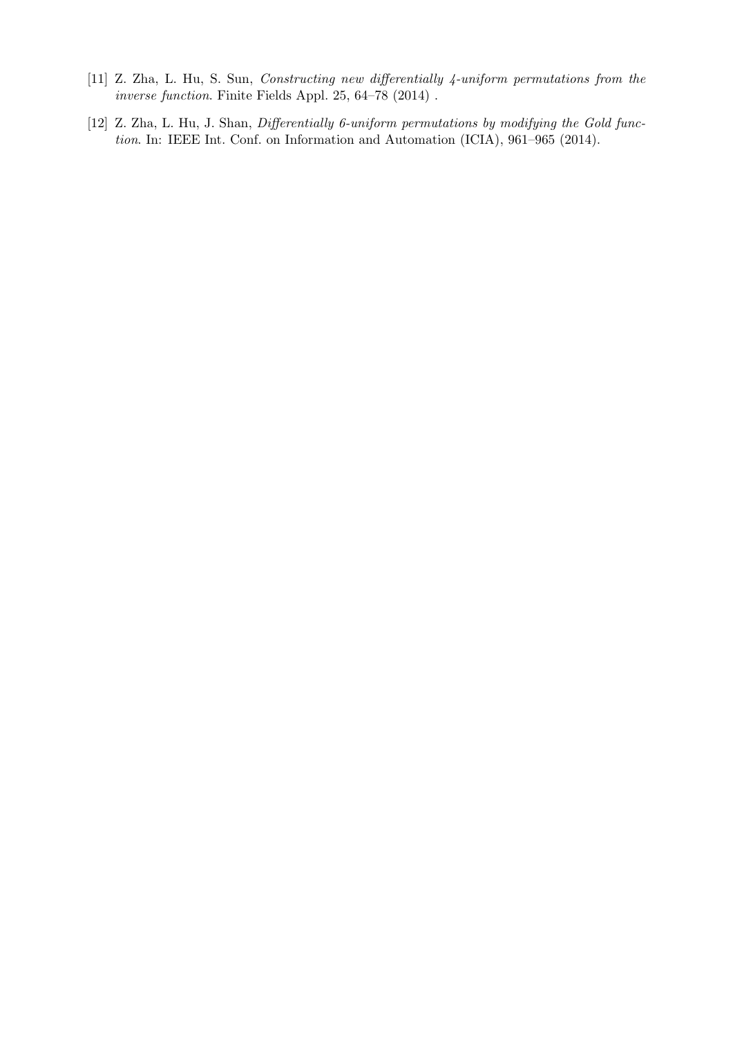[11] Z. Zha, L. Hu, S. Sun, *Constructing new differentially 4-uniform permutations from the inverse function*. Finite Fields Appl. 25, 64–78 (2014) .

[12] Z. Zha, L. Hu, J. Shan, *Differentially 6-uniform permutations by modifying the Gold function*. In: IEEE Int. Conf. on Information and Automation (ICIA), 961–965 (2014).